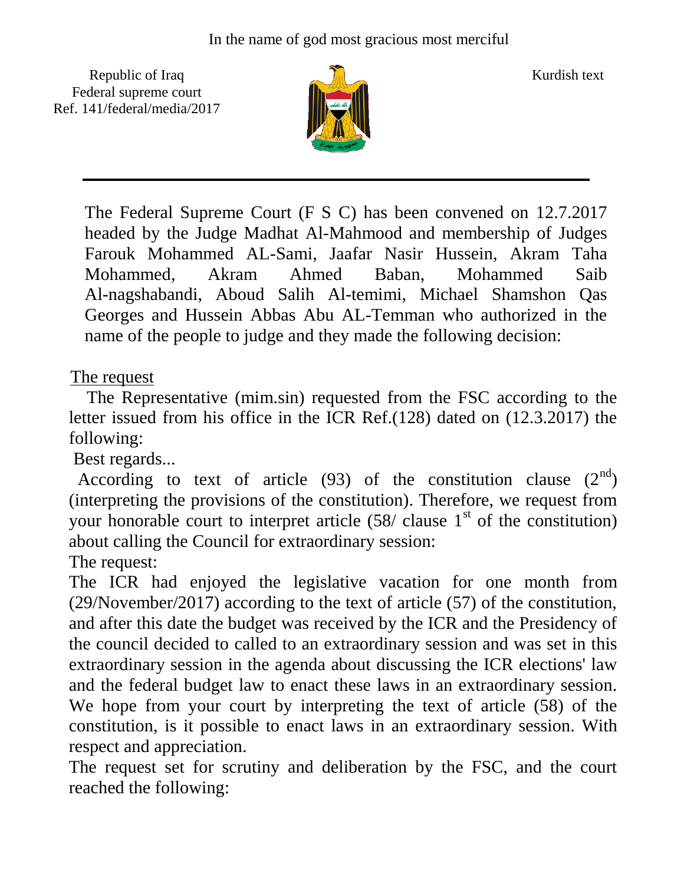In the name of god most gracious most merciful

Republic of Iraq
Federal supreme court
Ref. 141/federal/media/2017

Kurdish text

The Federal Supreme Court (F S C) has been convened on 12.7.2017 headed by the Judge Madhat Al-Mahmood and membership of Judges Farouk Mohammed AL-Sami, Jaafar Nasir Hussein, Akram Taha Mohammed, Akram Ahmed Baban, Mohammed Saib Al-nagshabandi, Aboud Salih Al-temimi, Michael Shamshon Qas Georges and Hussein Abbas Abu AL-Temman who authorized in the name of the people to judge and they made the following decision:

The request

The Representative (mim.sin) requested from the FSC according to the letter issued from his office in the ICR Ref.(128) dated on (12.3.2017) the following:

Best regards...

According to text of article (93) of the constitution clause (2nd) (interpreting the provisions of the constitution). Therefore, we request from your honorable court to interpret article (58/ clause 1st of the constitution) about calling the Council for extraordinary session:

The request:

The ICR had enjoyed the legislative vacation for one month from (29/November/2017) according to the text of article (57) of the constitution, and after this date the budget was received by the ICR and the Presidency of the council decided to called to an extraordinary session and was set in this extraordinary session in the agenda about discussing the ICR elections' law and the federal budget law to enact these laws in an extraordinary session. We hope from your court by interpreting the text of article (58) of the constitution, is it possible to enact laws in an extraordinary session. With respect and appreciation.

The request set for scrutiny and deliberation by the FSC, and the court reached the following: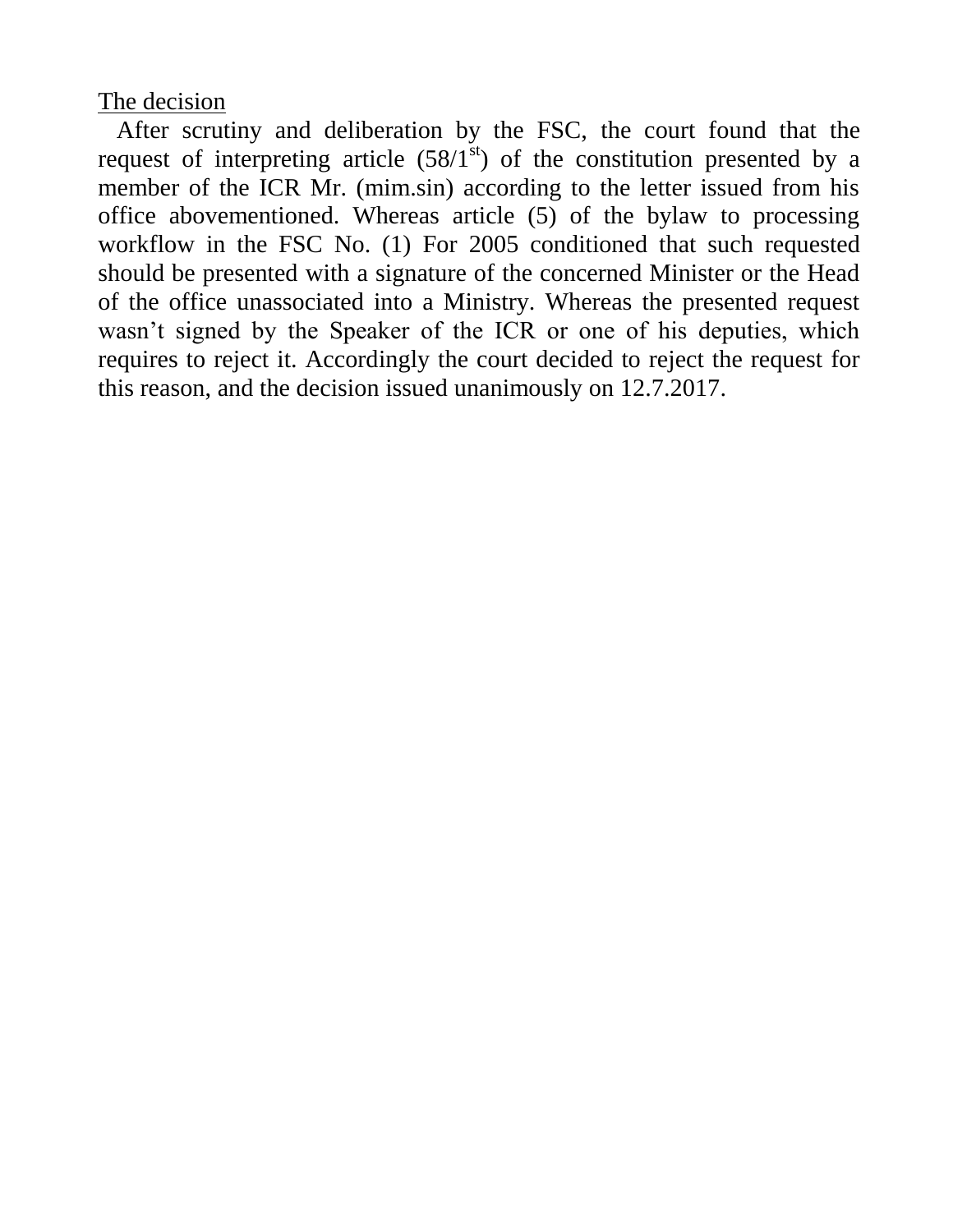<u>The decision</u>

After scrutiny and deliberation by the FSC, the court found that the request of interpreting article (58/1st) of the constitution presented by a member of the ICR Mr. (mim.sin) according to the letter issued from his office abovementioned. Whereas article (5) of the bylaw to processing workflow in the FSC No. (1) For 2005 conditioned that such requested should be presented with a signature of the concerned Minister or the Head of the office unassociated into a Ministry. Whereas the presented request wasn't signed by the Speaker of the ICR or one of his deputies, which requires to reject it. Accordingly the court decided to reject the request for this reason, and the decision issued unanimously on 12.7.2017.